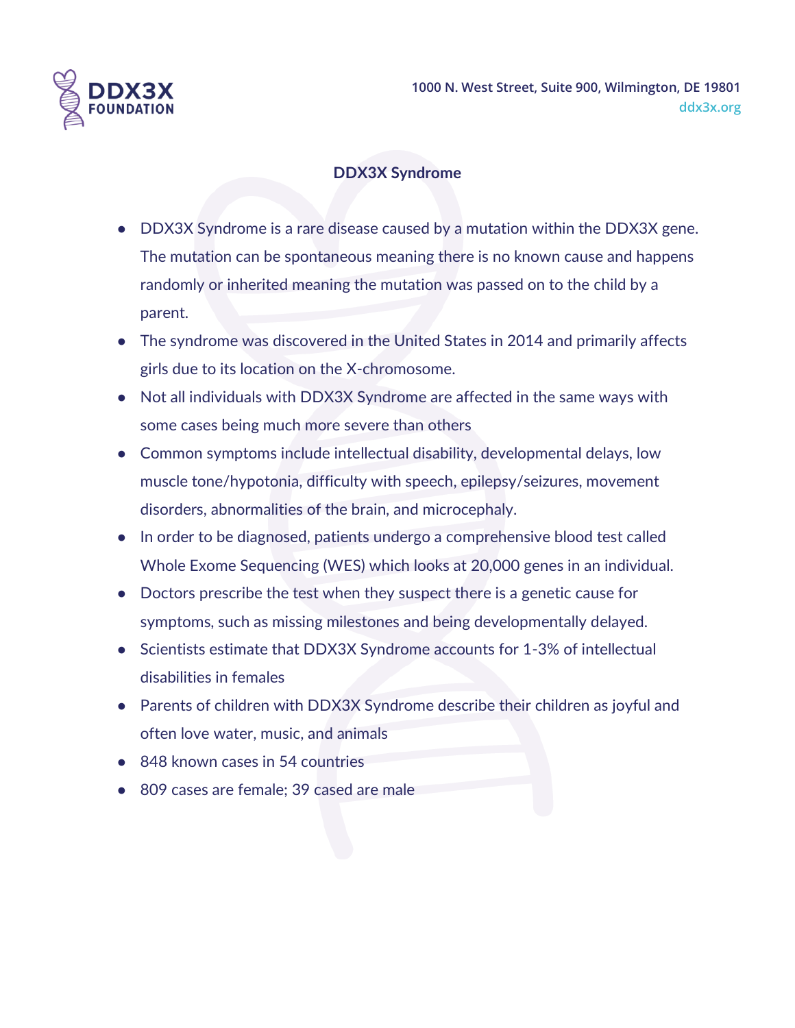**DDX3X FOUNDATION**

1000 N. West Street, Suite 900, Wilmington, DE 19801
ddx3x.org

## DDX3X Syndrome

- DDX3X Syndrome is a rare disease caused by a mutation within the DDX3X gene. The mutation can be spontaneous meaning there is no known cause and happens randomly or inherited meaning the mutation was passed on to the child by a parent.
- The syndrome was discovered in the United States in 2014 and primarily affects girls due to its location on the X-chromosome.
- Not all individuals with DDX3X Syndrome are affected in the same ways with some cases being much more severe than others
- Common symptoms include intellectual disability, developmental delays, low muscle tone/hypotonia, difficulty with speech, epilepsy/seizures, movement disorders, abnormalities of the brain, and microcephaly.
- In order to be diagnosed, patients undergo a comprehensive blood test called Whole Exome Sequencing (WES) which looks at 20,000 genes in an individual.
- Doctors prescribe the test when they suspect there is a genetic cause for symptoms, such as missing milestones and being developmentally delayed.
- Scientists estimate that DDX3X Syndrome accounts for 1-3% of intellectual disabilities in females
- Parents of children with DDX3X Syndrome describe their children as joyful and often love water, music, and animals
- 848 known cases in 54 countries
- 809 cases are female; 39 cased are male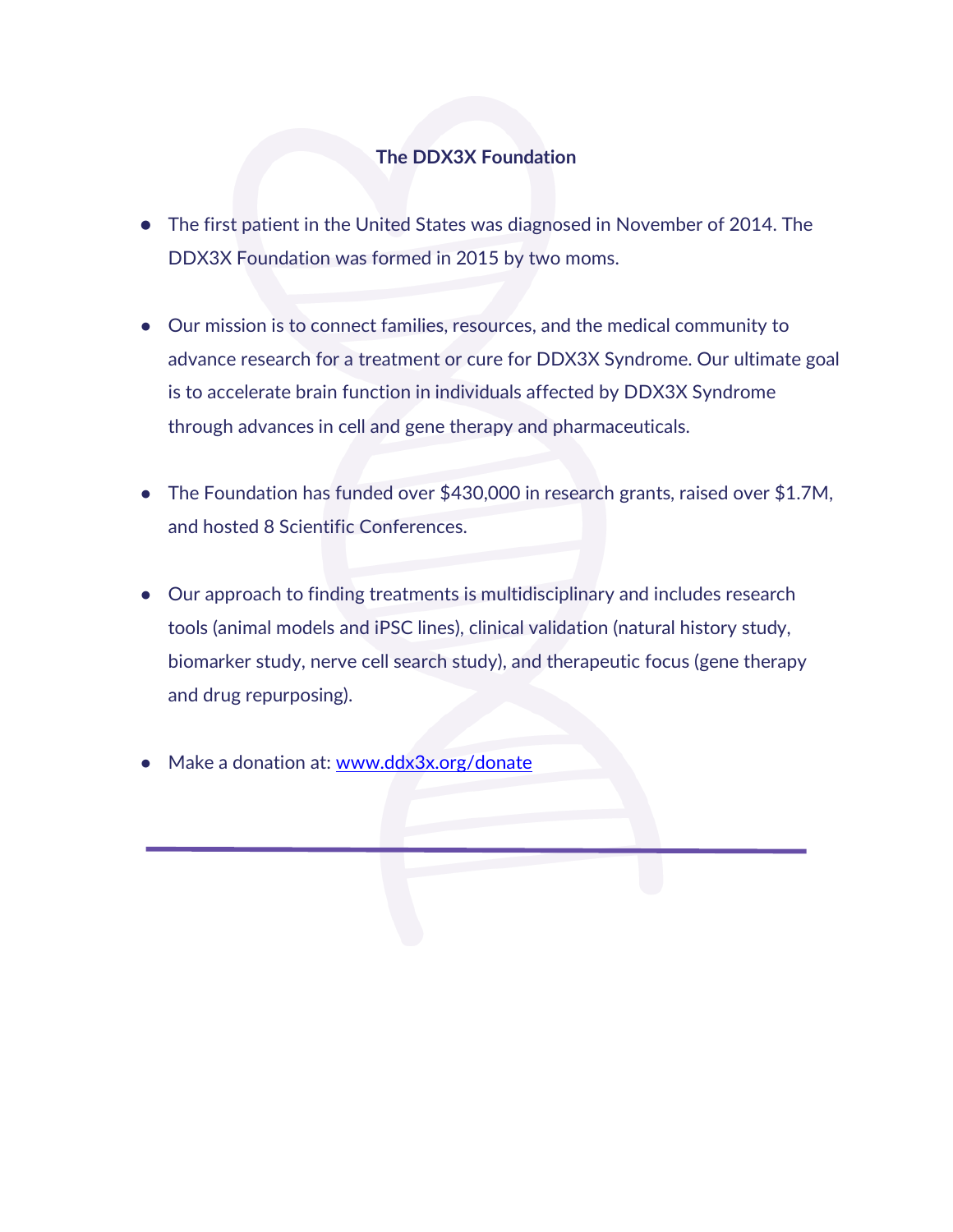**The DDX3X Foundation**

- The first patient in the United States was diagnosed in November of 2014. The DDX3X Foundation was formed in 2015 by two moms.

- Our mission is to connect families, resources, and the medical community to advance research for a treatment or cure for DDX3X Syndrome. Our ultimate goal is to accelerate brain function in individuals affected by DDX3X Syndrome through advances in cell and gene therapy and pharmaceuticals.

- The Foundation has funded over $430,000 in research grants, raised over $1.7M, and hosted 8 Scientific Conferences.

- Our approach to finding treatments is multidisciplinary and includes research tools (animal models and iPSC lines), clinical validation (natural history study, biomarker study, nerve cell search study), and therapeutic focus (gene therapy and drug repurposing).

- Make a donation at: [www.ddx3x.org/donate](www.ddx3x.org/donate)

---